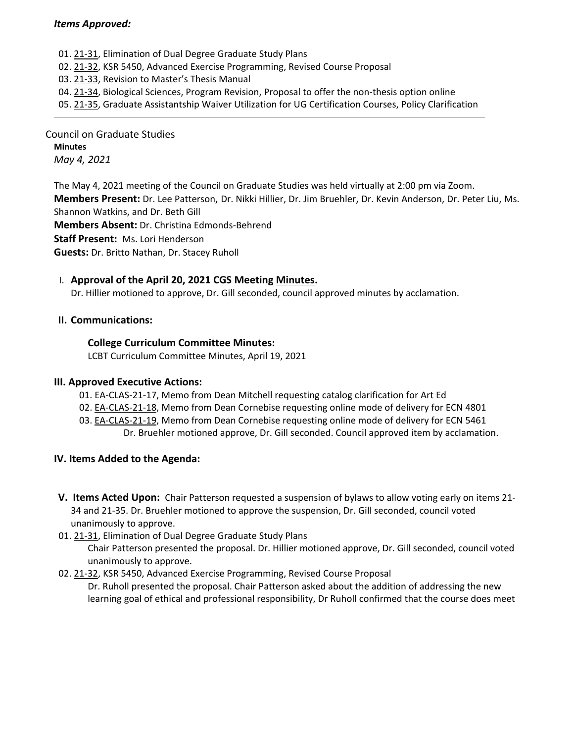***Items Approved:***

01. 21-31, Elimination of Dual Degree Graduate Study Plans
02. 21-32, KSR 5450, Advanced Exercise Programming, Revised Course Proposal
03. 21-33, Revision to Master's Thesis Manual
04. 21-34, Biological Sciences, Program Revision, Proposal to offer the non-thesis option online
05. 21-35, Graduate Assistantship Waiver Utilization for UG Certification Courses, Policy Clarification

---

Council on Graduate Studies

**Minutes**

*May 4, 2021*

The May 4, 2021 meeting of the Council on Graduate Studies was held virtually at 2:00 pm via Zoom.

**Members Present:** Dr. Lee Patterson, Dr. Nikki Hillier, Dr. Jim Bruehler, Dr. Kevin Anderson, Dr. Peter Liu, Ms. Shannon Watkins, and Dr. Beth Gill

**Members Absent:** Dr. Christina Edmonds-Behrend

**Staff Present:** Ms. Lori Henderson

**Guests:** Dr. Britto Nathan, Dr. Stacey Ruholl

I. **Approval of the April 20, 2021 CGS Meeting Minutes.**
Dr. Hillier motioned to approve, Dr. Gill seconded, council approved minutes by acclamation.

**II. Communications:**

**College Curriculum Committee Minutes:**
LCBT Curriculum Committee Minutes, April 19, 2021

**III. Approved Executive Actions:**

01. EA-CLAS-21-17, Memo from Dean Mitchell requesting catalog clarification for Art Ed
02. EA-CLAS-21-18, Memo from Dean Cornebise requesting online mode of delivery for ECN 4801
03. EA-CLAS-21-19, Memo from Dean Cornebise requesting online mode of delivery for ECN 5461
Dr. Bruehler motioned approve, Dr. Gill seconded. Council approved item by acclamation.

**IV. Items Added to the Agenda:**

**V. Items Acted Upon:** Chair Patterson requested a suspension of bylaws to allow voting early on items 21-34 and 21-35. Dr. Bruehler motioned to approve the suspension, Dr. Gill seconded, council voted unanimously to approve.

01. 21-31, Elimination of Dual Degree Graduate Study Plans
Chair Patterson presented the proposal. Dr. Hillier motioned approve, Dr. Gill seconded, council voted unanimously to approve.
02. 21-32, KSR 5450, Advanced Exercise Programming, Revised Course Proposal
Dr. Ruholl presented the proposal. Chair Patterson asked about the addition of addressing the new learning goal of ethical and professional responsibility, Dr Ruholl confirmed that the course does meet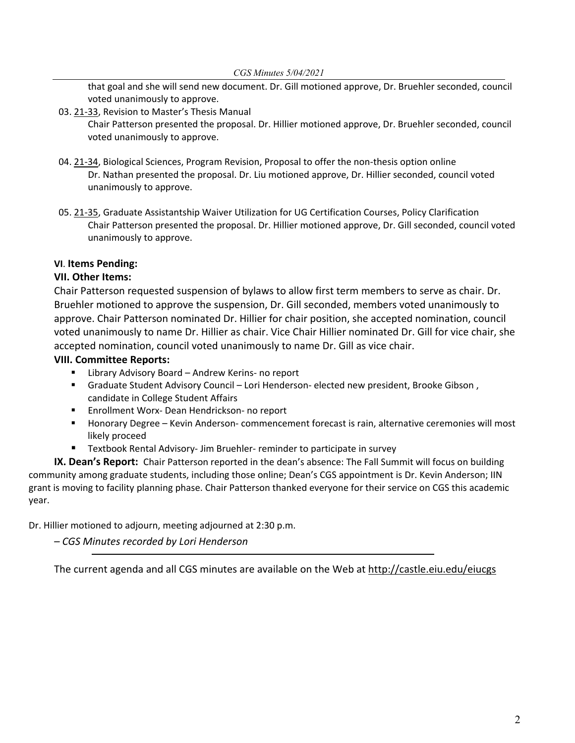that goal and she will send new document. Dr. Gill motioned approve, Dr. Bruehler seconded, council voted unanimously to approve.

03. 21-33, Revision to Master's Thesis Manual
Chair Patterson presented the proposal. Dr. Hillier motioned approve, Dr. Bruehler seconded, council voted unanimously to approve.

04. 21-34, Biological Sciences, Program Revision, Proposal to offer the non-thesis option online
Dr. Nathan presented the proposal. Dr. Liu motioned approve, Dr. Hillier seconded, council voted unanimously to approve.

05. 21-35, Graduate Assistantship Waiver Utilization for UG Certification Courses, Policy Clarification
Chair Patterson presented the proposal. Dr. Hillier motioned approve, Dr. Gill seconded, council voted unanimously to approve.

**VI. Items Pending:**

**VII. Other Items:**

Chair Patterson requested suspension of bylaws to allow first term members to serve as chair. Dr. Bruehler motioned to approve the suspension, Dr. Gill seconded, members voted unanimously to approve. Chair Patterson nominated Dr. Hillier for chair position, she accepted nomination, council voted unanimously to name Dr. Hillier as chair. Vice Chair Hillier nominated Dr. Gill for vice chair, she accepted nomination, council voted unanimously to name Dr. Gill as vice chair.

**VIII. Committee Reports:**

- Library Advisory Board – Andrew Kerins- no report
- Graduate Student Advisory Council – Lori Henderson- elected new president, Brooke Gibson , candidate in College Student Affairs
- Enrollment Worx- Dean Hendrickson- no report
- Honorary Degree – Kevin Anderson- commencement forecast is rain, alternative ceremonies will most likely proceed
- Textbook Rental Advisory- Jim Bruehler- reminder to participate in survey

**IX. Dean's Report:** Chair Patterson reported in the dean's absence: The Fall Summit will focus on building community among graduate students, including those online; Dean's CGS appointment is Dr. Kevin Anderson; IIN grant is moving to facility planning phase. Chair Patterson thanked everyone for their service on CGS this academic year.

Dr. Hillier motioned to adjourn, meeting adjourned at 2:30 p.m.

*– CGS Minutes recorded by Lori Henderson*

---

The current agenda and all CGS minutes are available on the Web at http://castle.eiu.edu/eiucgs